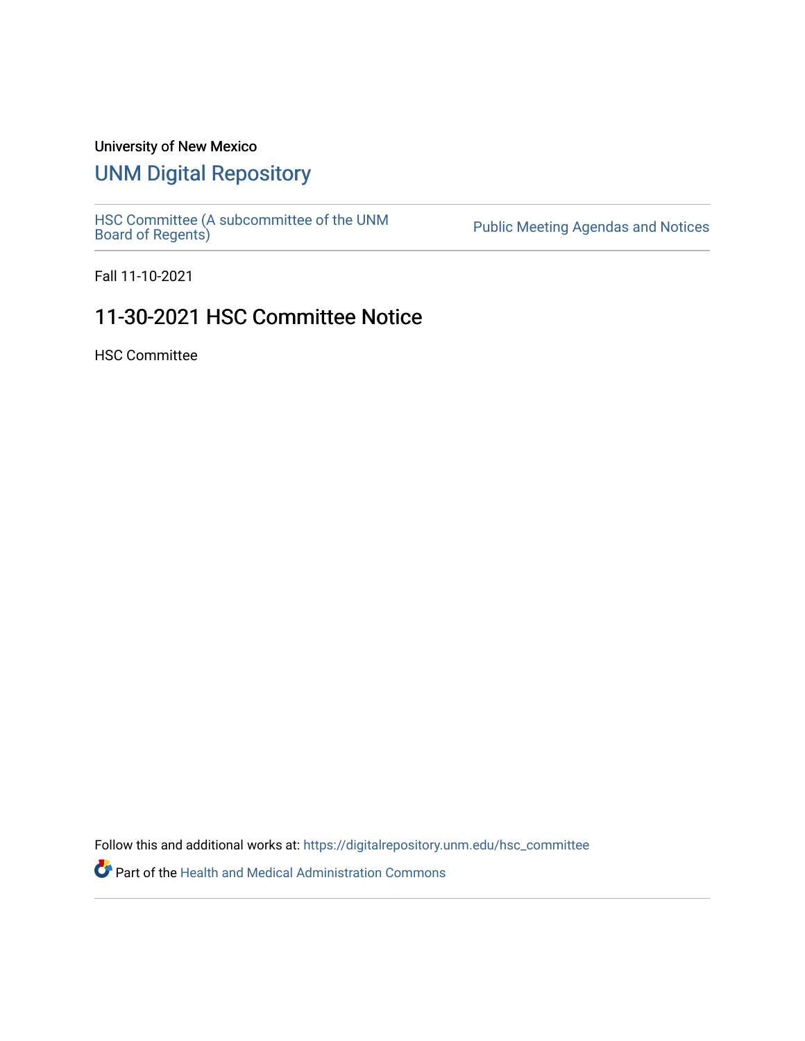University of New Mexico

# UNM Digital Repository

HSC Committee (A subcommittee of the UNM Board of Regents)

Public Meeting Agendas and Notices

Fall 11-10-2021

## 11-30-2021 HSC Committee Notice

HSC Committee

Follow this and additional works at: https://digitalrepository.unm.edu/hsc_committee

Part of the Health and Medical Administration Commons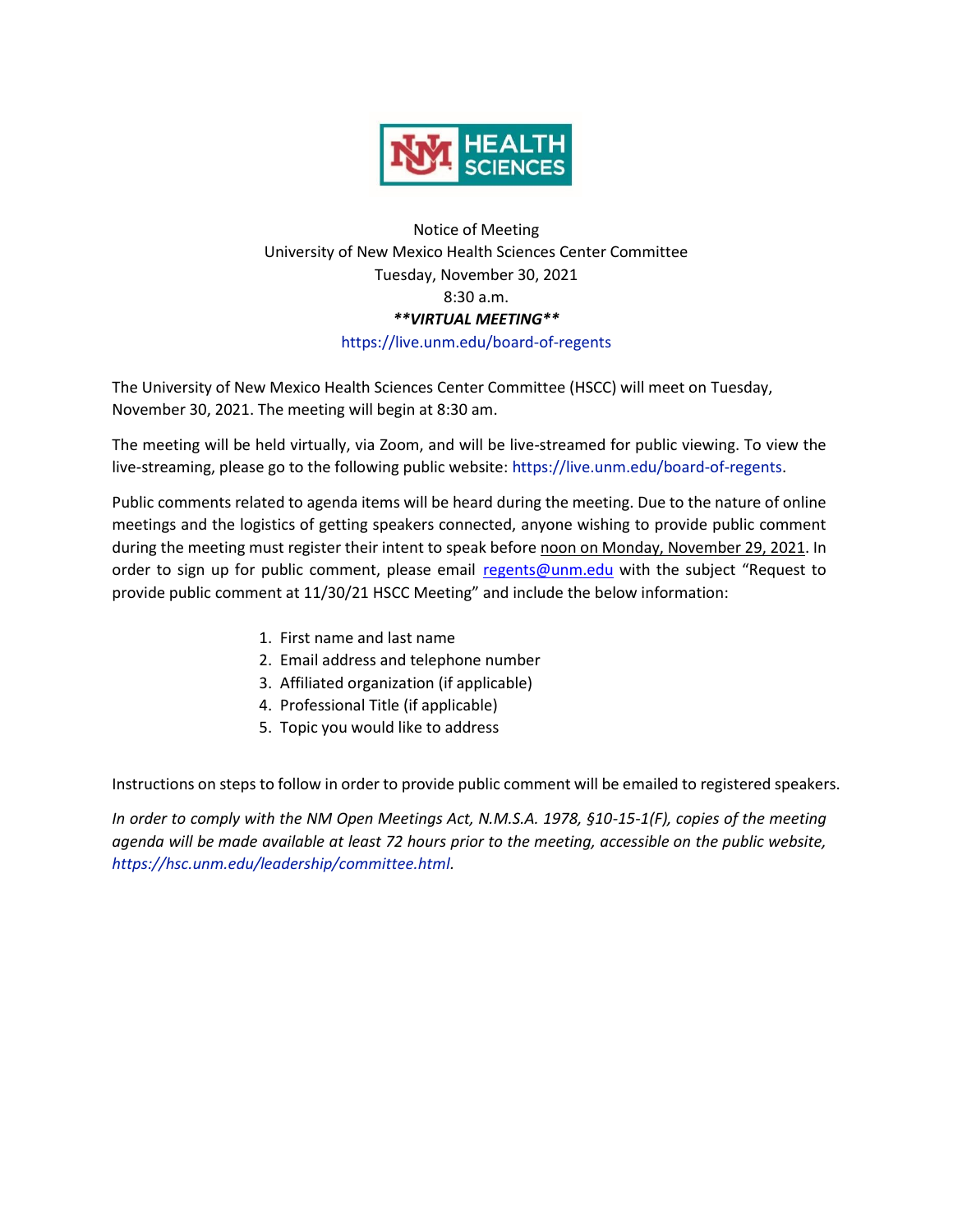Notice of Meeting
University of New Mexico Health Sciences Center Committee
Tuesday, November 30, 2021
8:30 a.m.
***\*VIRTUAL MEETING\****
https://live.unm.edu/board-of-regents

The University of New Mexico Health Sciences Center Committee (HSCC) will meet on Tuesday, November 30, 2021. The meeting will begin at 8:30 am.

The meeting will be held virtually, via Zoom, and will be live-streamed for public viewing. To view the live-streaming, please go to the following public website: https://live.unm.edu/board-of-regents.

Public comments related to agenda items will be heard during the meeting. Due to the nature of online meetings and the logistics of getting speakers connected, anyone wishing to provide public comment during the meeting must register their intent to speak before noon on Monday, November 29, 2021. In order to sign up for public comment, please email regents@unm.edu with the subject "Request to provide public comment at 11/30/21 HSCC Meeting" and include the below information:

1. First name and last name
2. Email address and telephone number
3. Affiliated organization (if applicable)
4. Professional Title (if applicable)
5. Topic you would like to address

Instructions on steps to follow in order to provide public comment will be emailed to registered speakers.

*In order to comply with the NM Open Meetings Act, N.M.S.A. 1978, §10-15-1(F), copies of the meeting agenda will be made available at least 72 hours prior to the meeting, accessible on the public website, https://hsc.unm.edu/leadership/committee.html.*